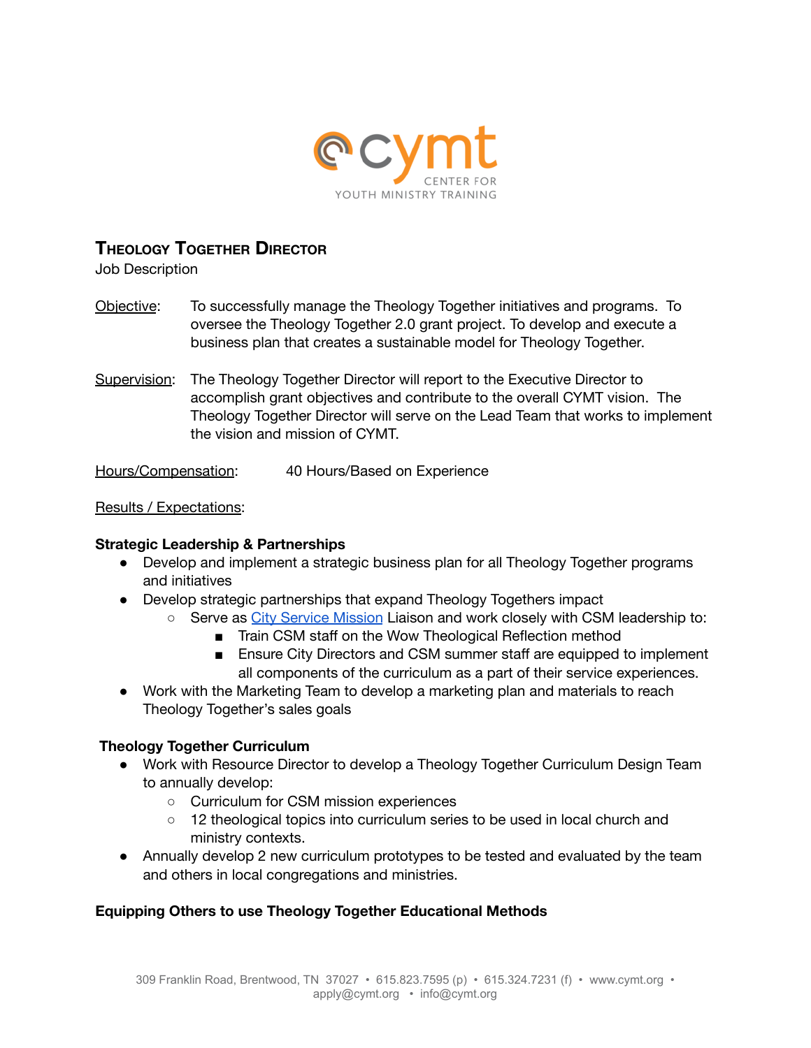# Theology Together Director

Job Description

Objective: To successfully manage the Theology Together initiatives and programs. To oversee the Theology Together 2.0 grant project. To develop and execute a business plan that creates a sustainable model for Theology Together.

Supervision: The Theology Together Director will report to the Executive Director to accomplish grant objectives and contribute to the overall CYMT vision. The Theology Together Director will serve on the Lead Team that works to implement the vision and mission of CYMT.

Hours/Compensation: 40 Hours/Based on Experience

Results / Expectations:

**Strategic Leadership & Partnerships**

- Develop and implement a strategic business plan for all Theology Together programs and initiatives
- Develop strategic partnerships that expand Theology Togethers impact
  - Serve as City Service Mission Liaison and work closely with CSM leadership to:
    - Train CSM staff on the Wow Theological Reflection method
    - Ensure City Directors and CSM summer staff are equipped to implement all components of the curriculum as a part of their service experiences.
- Work with the Marketing Team to develop a marketing plan and materials to reach Theology Together's sales goals

**Theology Together Curriculum**

- Work with Resource Director to develop a Theology Together Curriculum Design Team to annually develop:
  - Curriculum for CSM mission experiences
  - 12 theological topics into curriculum series to be used in local church and ministry contexts.
- Annually develop 2 new curriculum prototypes to be tested and evaluated by the team and others in local congregations and ministries.

**Equipping Others to use Theology Together Educational Methods**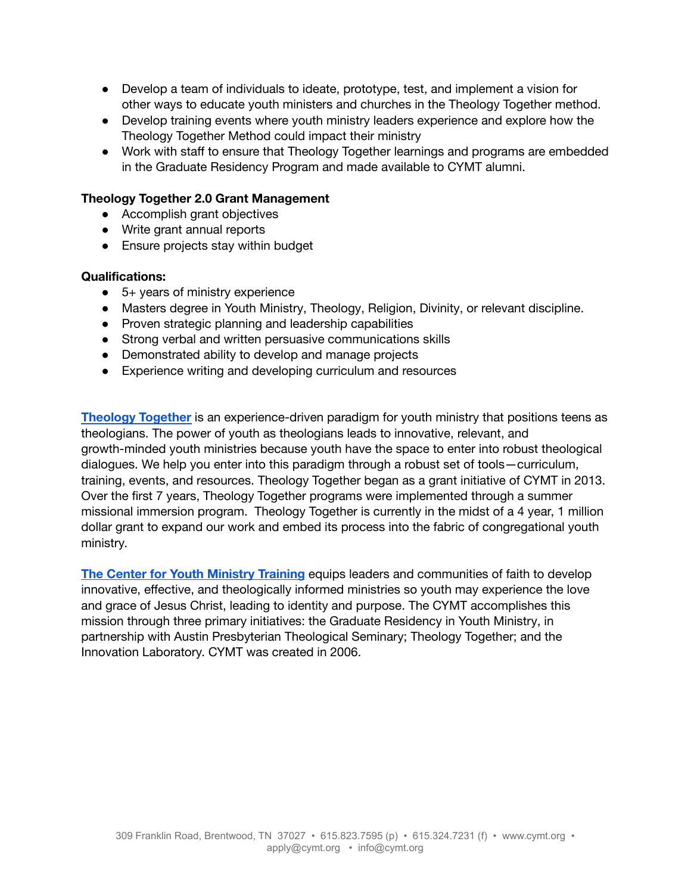- Develop a team of individuals to ideate, prototype, test, and implement a vision for other ways to educate youth ministers and churches in the Theology Together method.
- Develop training events where youth ministry leaders experience and explore how the Theology Together Method could impact their ministry
- Work with staff to ensure that Theology Together learnings and programs are embedded in the Graduate Residency Program and made available to CYMT alumni.

**Theology Together 2.0 Grant Management**

- Accomplish grant objectives
- Write grant annual reports
- Ensure projects stay within budget

**Qualifications:**

- 5+ years of ministry experience
- Masters degree in Youth Ministry, Theology, Religion, Divinity, or relevant discipline.
- Proven strategic planning and leadership capabilities
- Strong verbal and written persuasive communications skills
- Demonstrated ability to develop and manage projects
- Experience writing and developing curriculum and resources

**Theology Together** is an experience-driven paradigm for youth ministry that positions teens as theologians. The power of youth as theologians leads to innovative, relevant, and growth-minded youth ministries because youth have the space to enter into robust theological dialogues. We help you enter into this paradigm through a robust set of tools—curriculum, training, events, and resources. Theology Together began as a grant initiative of CYMT in 2013. Over the first 7 years, Theology Together programs were implemented through a summer missional immersion program. Theology Together is currently in the midst of a 4 year, 1 million dollar grant to expand our work and embed its process into the fabric of congregational youth ministry.

The Center for Youth Ministry Training equips leaders and communities of faith to develop innovative, effective, and theologically informed ministries so youth may experience the love and grace of Jesus Christ, leading to identity and purpose. The CYMT accomplishes this mission through three primary initiatives: the Graduate Residency in Youth Ministry, in partnership with Austin Presbyterian Theological Seminary; Theology Together; and the Innovation Laboratory. CYMT was created in 2006.

309 Franklin Road, Brentwood, TN 37027 • 615.823.7595 (p) • 615.324.7231 (f) • www.cymt.org • apply@cymt.org • info@cymt.org